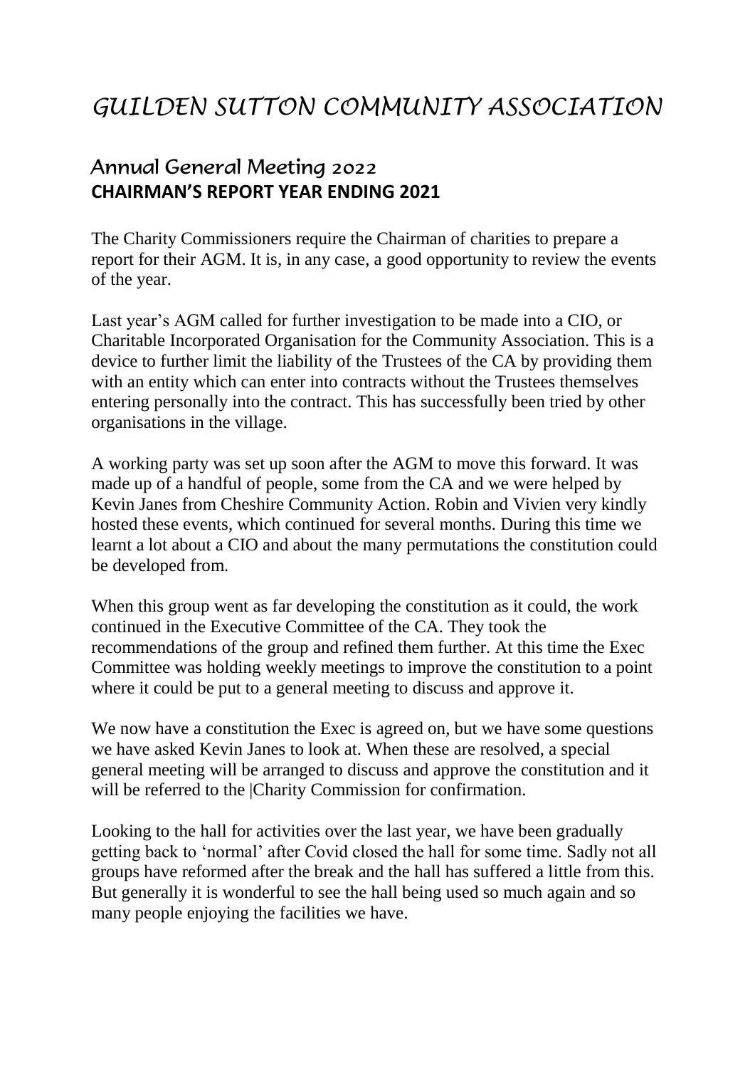# GUILDEN SUTTON COMMUNITY ASSOCIATION

## Annual General Meeting 2022
**CHAIRMAN'S REPORT YEAR ENDING 2021**

The Charity Commissioners require the Chairman of charities to prepare a report for their AGM. It is, in any case, a good opportunity to review the events of the year.

Last year's AGM called for further investigation to be made into a CIO, or Charitable Incorporated Organisation for the Community Association. This is a device to further limit the liability of the Trustees of the CA by providing them with an entity which can enter into contracts without the Trustees themselves entering personally into the contract. This has successfully been tried by other organisations in the village.

A working party was set up soon after the AGM to move this forward. It was made up of a handful of people, some from the CA and we were helped by Kevin Janes from Cheshire Community Action. Robin and Vivien very kindly hosted these events, which continued for several months. During this time we learnt a lot about a CIO and about the many permutations the constitution could be developed from.

When this group went as far developing the constitution as it could, the work continued in the Executive Committee of the CA. They took the recommendations of the group and refined them further. At this time the Exec Committee was holding weekly meetings to improve the constitution to a point where it could be put to a general meeting to discuss and approve it.

We now have a constitution the Exec is agreed on, but we have some questions we have asked Kevin Janes to look at. When these are resolved, a special general meeting will be arranged to discuss and approve the constitution and it will be referred to the |Charity Commission for confirmation.

Looking to the hall for activities over the last year, we have been gradually getting back to 'normal' after Covid closed the hall for some time. Sadly not all groups have reformed after the break and the hall has suffered a little from this. But generally it is wonderful to see the hall being used so much again and so many people enjoying the facilities we have.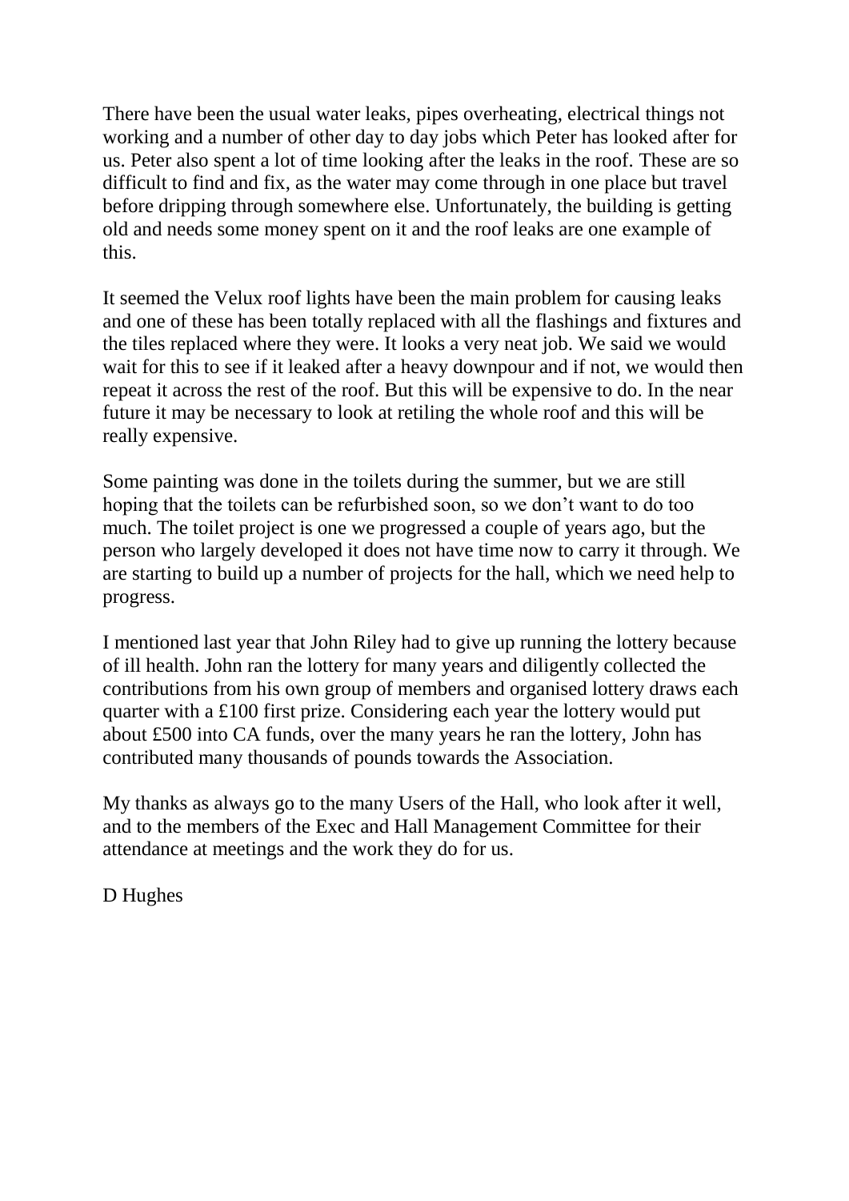There have been the usual water leaks, pipes overheating, electrical things not working and a number of other day to day jobs which Peter has looked after for us. Peter also spent a lot of time looking after the leaks in the roof. These are so difficult to find and fix, as the water may come through in one place but travel before dripping through somewhere else. Unfortunately, the building is getting old and needs some money spent on it and the roof leaks are one example of this.

It seemed the Velux roof lights have been the main problem for causing leaks and one of these has been totally replaced with all the flashings and fixtures and the tiles replaced where they were. It looks a very neat job. We said we would wait for this to see if it leaked after a heavy downpour and if not, we would then repeat it across the rest of the roof. But this will be expensive to do. In the near future it may be necessary to look at retiling the whole roof and this will be really expensive.

Some painting was done in the toilets during the summer, but we are still hoping that the toilets can be refurbished soon, so we don't want to do too much. The toilet project is one we progressed a couple of years ago, but the person who largely developed it does not have time now to carry it through. We are starting to build up a number of projects for the hall, which we need help to progress.

I mentioned last year that John Riley had to give up running the lottery because of ill health. John ran the lottery for many years and diligently collected the contributions from his own group of members and organised lottery draws each quarter with a £100 first prize. Considering each year the lottery would put about £500 into CA funds, over the many years he ran the lottery, John has contributed many thousands of pounds towards the Association.

My thanks as always go to the many Users of the Hall, who look after it well, and to the members of the Exec and Hall Management Committee for their attendance at meetings and the work they do for us.

D Hughes